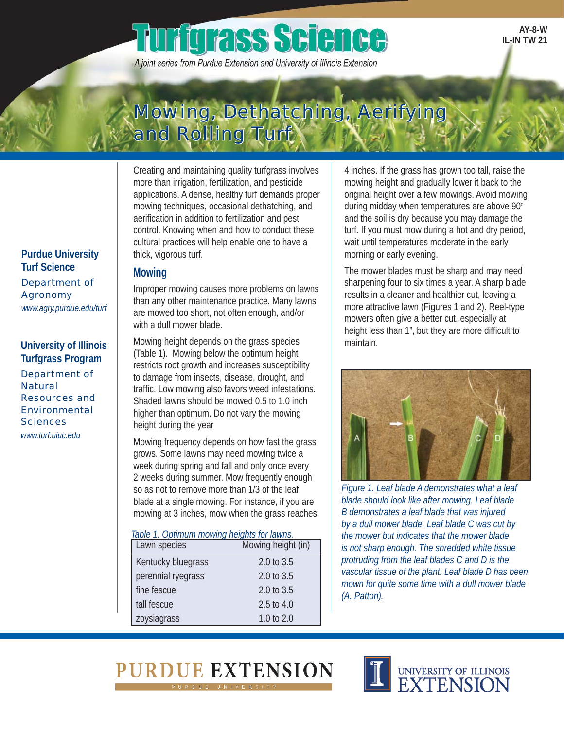AY-8-W
IL-IN TW 21

# Turfgrass Science

*A joint series from Purdue Extension and University of Illinois Extension*

# Mowing, Dethatching, Aerifying and Rolling Turf

**Purdue University Turf Science**
Department of Agronomy
*www.agry.purdue.edu/turf*

**University of Illinois Turfgrass Program**
Department of Natural Resources and Environmental Sciences
*www.turf.uiuc.edu*

Creating and maintaining quality turfgrass involves more than irrigation, fertilization, and pesticide applications. A dense, healthy turf demands proper mowing techniques, occasional dethatching, and aerification in addition to fertilization and pest control. Knowing when and how to conduct these cultural practices will help enable one to have a thick, vigorous turf.

## Mowing

Improper mowing causes more problems on lawns than any other maintenance practice. Many lawns are mowed too short, not often enough, and/or with a dull mower blade.

Mowing height depends on the grass species (Table 1). Mowing below the optimum height restricts root growth and increases susceptibility to damage from insects, disease, drought, and traffic. Low mowing also favors weed infestations. Shaded lawns should be mowed 0.5 to 1.0 inch higher than optimum. Do not vary the mowing height during the year

Mowing frequency depends on how fast the grass grows. Some lawns may need mowing twice a week during spring and fall and only once every 2 weeks during summer. Mow frequently enough so as not to remove more than 1/3 of the leaf blade at a single mowing. For instance, if you are mowing at 3 inches, mow when the grass reaches 4 inches. If the grass has grown too tall, raise the mowing height and gradually lower it back to the original height over a few mowings. Avoid mowing during midday when temperatures are above 90° and the soil is dry because you may damage the turf. If you must mow during a hot and dry period, wait until temperatures moderate in the early morning or early evening.

*Table 1. Optimum mowing heights for lawns.*

| Lawn species | Mowing height (in) |
| --- | --- |
| Kentucky bluegrass | 2.0 to 3.5 |
| perennial ryegrass | 2.0 to 3.5 |
| fine fescue | 2.0 to 3.5 |
| tall fescue | 2.5 to 4.0 |
| zoysiagrass | 1.0 to 2.0 |

The mower blades must be sharp and may need sharpening four to six times a year. A sharp blade results in a cleaner and healthier cut, leaving a more attractive lawn (Figures 1 and 2). Reel-type mowers often give a better cut, especially at height less than 1", but they are more difficult to maintain.

*Figure 1. Leaf blade A demonstrates what a leaf blade should look like after mowing. Leaf blade B demonstrates a leaf blade that was injured by a dull mower blade. Leaf blade C was cut by the mower but indicates that the mower blade is not sharp enough. The shredded white tissue protruding from the leaf blades C and D is the vascular tissue of the plant. Leaf blade D has been mown for quite some time with a dull mower blade (A. Patton).*

PURDUE EXTENSION

UNIVERSITY OF ILLINOIS EXTENSION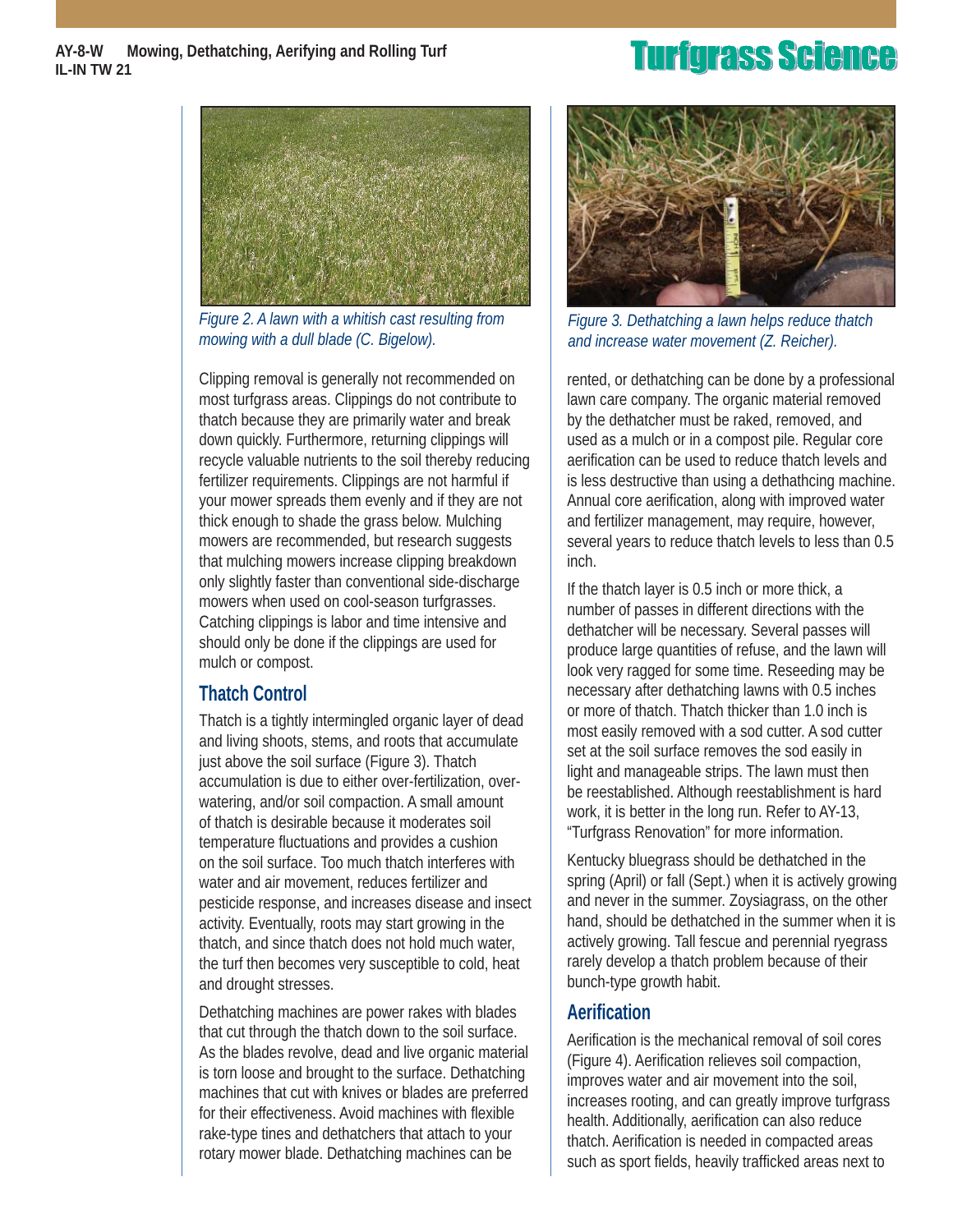Figure 2. A lawn with a whitish cast resulting from mowing with a dull blade (C. Bigelow).

Clipping removal is generally not recommended on most turfgrass areas. Clippings do not contribute to thatch because they are primarily water and break down quickly. Furthermore, returning clippings will recycle valuable nutrients to the soil thereby reducing fertilizer requirements. Clippings are not harmful if your mower spreads them evenly and if they are not thick enough to shade the grass below. Mulching mowers are recommended, but research suggests that mulching mowers increase clipping breakdown only slightly faster than conventional side-discharge mowers when used on cool-season turfgrasses. Catching clippings is labor and time intensive and should only be done if the clippings are used for mulch or compost.

## Thatch Control

Thatch is a tightly intermingled organic layer of dead and living shoots, stems, and roots that accumulate just above the soil surface (Figure 3). Thatch accumulation is due to either over-fertilization, over-watering, and/or soil compaction. A small amount of thatch is desirable because it moderates soil temperature fluctuations and provides a cushion on the soil surface. Too much thatch interferes with water and air movement, reduces fertilizer and pesticide response, and increases disease and insect activity. Eventually, roots may start growing in the thatch, and since thatch does not hold much water, the turf then becomes very susceptible to cold, heat and drought stresses.

Dethatching machines are power rakes with blades that cut through the thatch down to the soil surface. As the blades revolve, dead and live organic material is torn loose and brought to the surface. Dethatching machines that cut with knives or blades are preferred for their effectiveness. Avoid machines with flexible rake-type tines and dethatchers that attach to your rotary mower blade. Dethatching machines can be rented, or dethatching can be done by a professional lawn care company. The organic material removed by the dethatcher must be raked, removed, and used as a mulch or in a compost pile. Regular core aerification can be used to reduce thatch levels and is less destructive than using a dethathcing machine. Annual core aerification, along with improved water and fertilizer management, may require, however, several years to reduce thatch levels to less than 0.5 inch.

Figure 3. Dethatching a lawn helps reduce thatch and increase water movement (Z. Reicher).

If the thatch layer is 0.5 inch or more thick, a number of passes in different directions with the dethatcher will be necessary. Several passes will produce large quantities of refuse, and the lawn will look very ragged for some time. Reseeding may be necessary after dethatching lawns with 0.5 inches or more of thatch. Thatch thicker than 1.0 inch is most easily removed with a sod cutter. A sod cutter set at the soil surface removes the sod easily in light and manageable strips. The lawn must then be reestablished. Although reestablishment is hard work, it is better in the long run. Refer to AY-13, "Turfgrass Renovation" for more information.

Kentucky bluegrass should be dethatched in the spring (April) or fall (Sept.) when it is actively growing and never in the summer. Zoysiagrass, on the other hand, should be dethatched in the summer when it is actively growing. Tall fescue and perennial ryegrass rarely develop a thatch problem because of their bunch-type growth habit.

## Aerification

Aerification is the mechanical removal of soil cores (Figure 4). Aerification relieves soil compaction, improves water and air movement into the soil, increases rooting, and can greatly improve turfgrass health. Additionally, aerification can also reduce thatch. Aerification is needed in compacted areas such as sport fields, heavily trafficked areas next to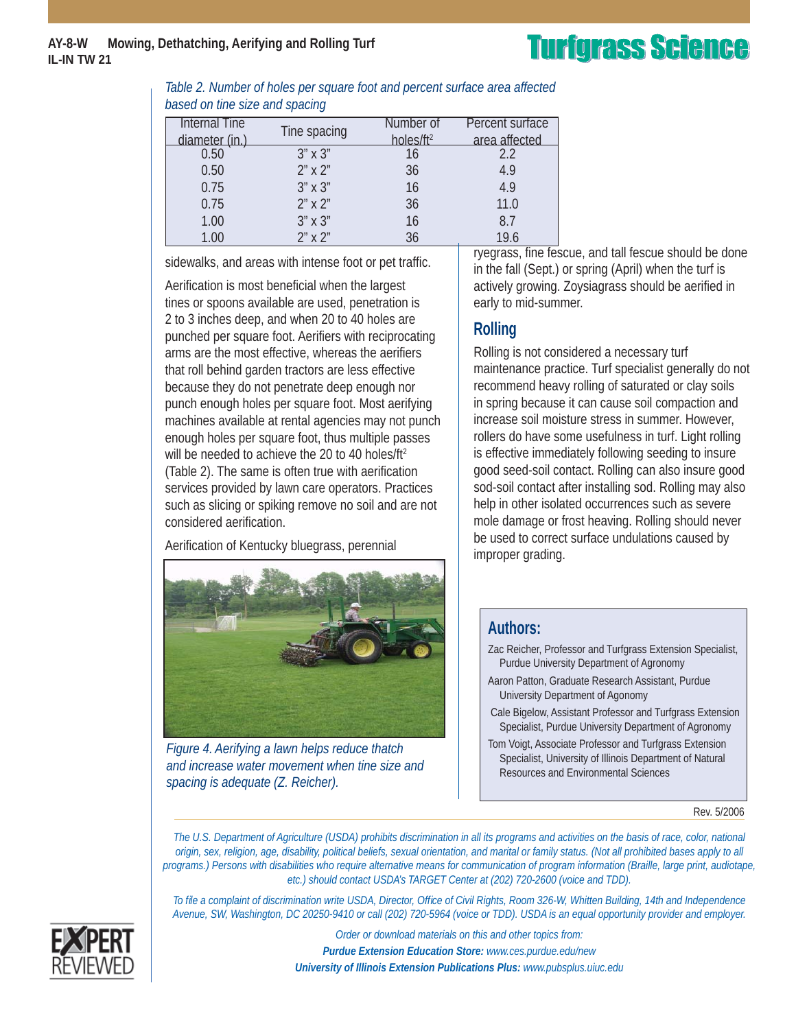*Table 2. Number of holes per square foot and percent surface area affected based on tine size and spacing*

| Internal Tine diameter (in.) | Tine spacing | Number of holes/ft$^2$ | Percent surface area affected |
|---|---|---|---|
| 0.50 | 3" x 3" | 16 | 2.2 |
| 0.50 | 2" x 2" | 36 | 4.9 |
| 0.75 | 3" x 3" | 16 | 4.9 |
| 0.75 | 2" x 2" | 36 | 11.0 |
| 1.00 | 3" x 3" | 16 | 8.7 |
| 1.00 | 2" x 2" | 36 | 19.6 |

sidewalks, and areas with intense foot or pet traffic.

Aerification is most beneficial when the largest tines or spoons available are used, penetration is 2 to 3 inches deep, and when 20 to 40 holes are punched per square foot. Aerifiers with reciprocating arms are the most effective, whereas the aerifiers that roll behind garden tractors are less effective because they do not penetrate deep enough nor punch enough holes per square foot. Most aerifying machines available at rental agencies may not punch enough holes per square foot, thus multiple passes will be needed to achieve the 20 to 40 holes/ft$^2$ (Table 2). The same is often true with aerification services provided by lawn care operators. Practices such as slicing or spiking remove no soil and are not considered aerification.

Aerification of Kentucky bluegrass, perennial ryegrass, fine fescue, and tall fescue should be done in the fall (Sept.) or spring (April) when the turf is actively growing. Zoysiagrass should be aerified in early to mid-summer.

*Figure 4. Aerifying a lawn helps reduce thatch and increase water movement when tine size and spacing is adequate (Z. Reicher).*

## Rolling

Rolling is not considered a necessary turf maintenance practice. Turf specialist generally do not recommend heavy rolling of saturated or clay soils in spring because it can cause soil compaction and increase soil moisture stress in summer. However, rollers do have some usefulness in turf. Light rolling is effective immediately following seeding to insure good seed-soil contact. Rolling can also insure good sod-soil contact after installing sod. Rolling may also help in other isolated occurrences such as severe mole damage or frost heaving. Rolling should never be used to correct surface undulations caused by improper grading.

## Authors:

Zac Reicher, Professor and Turfgrass Extension Specialist, Purdue University Department of Agronomy

Aaron Patton, Graduate Research Assistant, Purdue University Department of Agonomy

Cale Bigelow, Assistant Professor and Turfgrass Extension Specialist, Purdue University Department of Agronomy

Tom Voigt, Associate Professor and Turfgrass Extension Specialist, University of Illinois Department of Natural Resources and Environmental Sciences

Rev. 5/2006

*The U.S. Department of Agriculture (USDA) prohibits discrimination in all its programs and activities on the basis of race, color, national origin, sex, religion, age, disability, political beliefs, sexual orientation, and marital or family status. (Not all prohibited bases apply to all programs.) Persons with disabilities who require alternative means for communication of program information (Braille, large print, audiotape, etc.) should contact USDA's TARGET Center at (202) 720-2600 (voice and TDD).*

*To file a complaint of discrimination write USDA, Director, Office of Civil Rights, Room 326-W, Whitten Building, 14th and Independence Avenue, SW, Washington, DC 20250-9410 or call (202) 720-5964 (voice or TDD). USDA is an equal opportunity provider and employer.*

*Order or download materials on this and other topics from:*

***Purdue Extension Education Store:** www.ces.purdue.edu/new*

***University of Illinois Extension Publications Plus:** www.pubsplus.uiuc.edu*

EXPERT REVIEWED